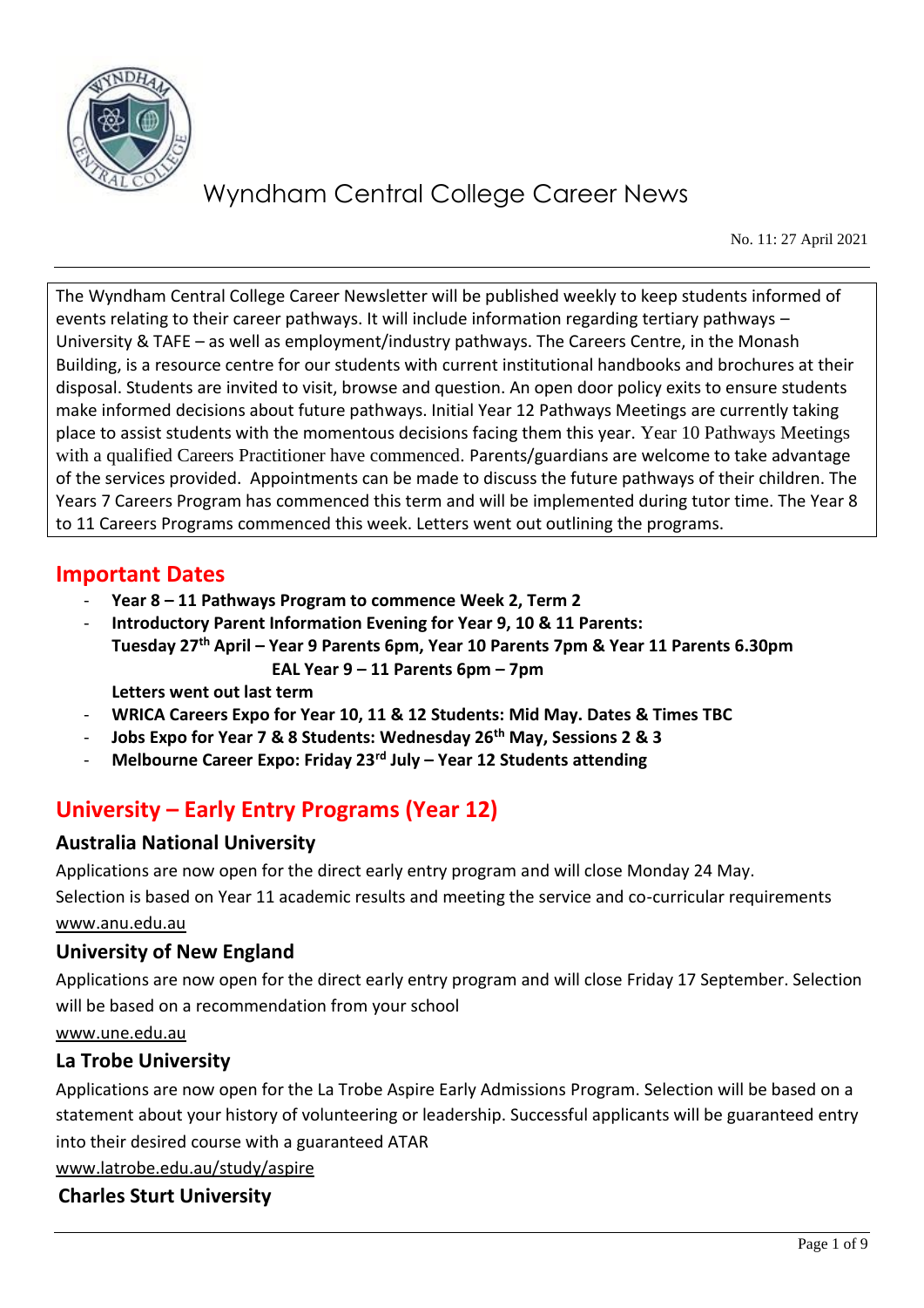# Wyndham Central College Career News

No. 11: 27 April 2021

The Wyndham Central College Career Newsletter will be published weekly to keep students informed of events relating to their career pathways. It will include information regarding tertiary pathways – University & TAFE – as well as employment/industry pathways. The Careers Centre, in the Monash Building, is a resource centre for our students with current institutional handbooks and brochures at their disposal. Students are invited to visit, browse and question. An open door policy exits to ensure students make informed decisions about future pathways. Initial Year 12 Pathways Meetings are currently taking place to assist students with the momentous decisions facing them this year. Year 10 Pathways Meetings with a qualified Careers Practitioner have commenced. Parents/guardians are welcome to take advantage of the services provided. Appointments can be made to discuss the future pathways of their children. The Years 7 Careers Program has commenced this term and will be implemented during tutor time. The Year 8 to 11 Careers Programs commenced this week. Letters went out outlining the programs.

## Important Dates

- **Year 8 – 11 Pathways Program to commence Week 2, Term 2**
- **Introductory Parent Information Evening for Year 9, 10 & 11 Parents:**
  **Tuesday 27th April – Year 9 Parents 6pm, Year 10 Parents 7pm & Year 11 Parents 6.30pm**
  **EAL Year 9 – 11 Parents 6pm – 7pm**
  **Letters went out last term**
- **WRICA Careers Expo for Year 10, 11 & 12 Students: Mid May. Dates & Times TBC**
- **Jobs Expo for Year 7 & 8 Students: Wednesday 26th May, Sessions 2 & 3**
- **Melbourne Career Expo: Friday 23rd July – Year 12 Students attending**

## University – Early Entry Programs (Year 12)

### Australia National University

Applications are now open for the direct early entry program and will close Monday 24 May. Selection is based on Year 11 academic results and meeting the service and co-curricular requirements

www.anu.edu.au

### University of New England

Applications are now open for the direct early entry program and will close Friday 17 September. Selection will be based on a recommendation from your school

www.une.edu.au

### La Trobe University

Applications are now open for the La Trobe Aspire Early Admissions Program. Selection will be based on a statement about your history of volunteering or leadership. Successful applicants will be guaranteed entry into their desired course with a guaranteed ATAR

www.latrobe.edu.au/study/aspire

### Charles Sturt University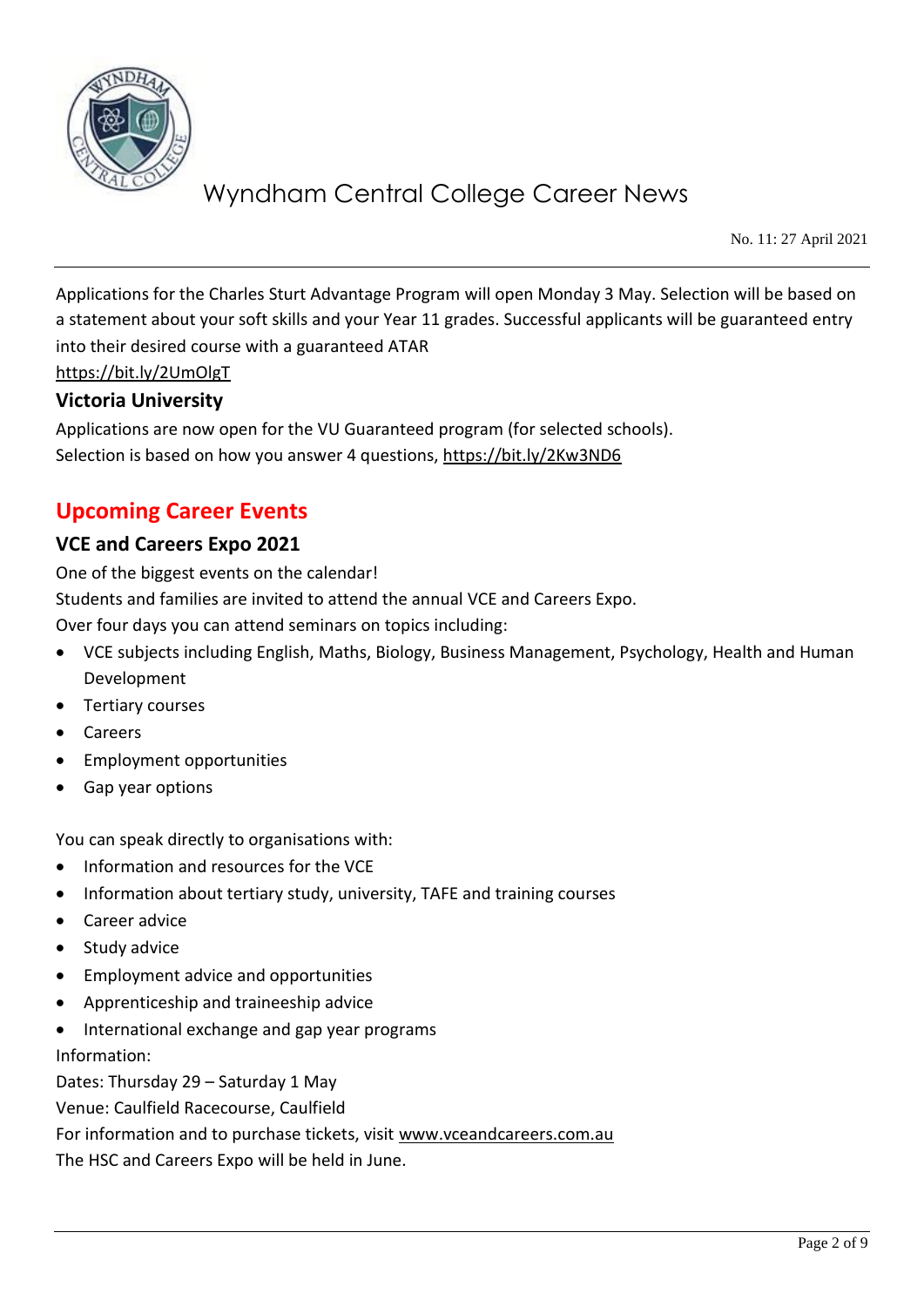Applications for the Charles Sturt Advantage Program will open Monday 3 May. Selection will be based on a statement about your soft skills and your Year 11 grades. Successful applicants will be guaranteed entry into their desired course with a guaranteed ATAR

https://bit.ly/2UmOlgT

### Victoria University

Applications are now open for the VU Guaranteed program (for selected schools).
Selection is based on how you answer 4 questions, https://bit.ly/2Kw3ND6

## Upcoming Career Events

### VCE and Careers Expo 2021

One of the biggest events on the calendar!
Students and families are invited to attend the annual VCE and Careers Expo.
Over four days you can attend seminars on topics including:

- VCE subjects including English, Maths, Biology, Business Management, Psychology, Health and Human Development
- Tertiary courses
- Careers
- Employment opportunities
- Gap year options

You can speak directly to organisations with:

- Information and resources for the VCE
- Information about tertiary study, university, TAFE and training courses
- Career advice
- Study advice
- Employment advice and opportunities
- Apprenticeship and traineeship advice
- International exchange and gap year programs

Information:
Dates: Thursday 29 – Saturday 1 May
Venue: Caulfield Racecourse, Caulfield
For information and to purchase tickets, visit www.vceandcareers.com.au
The HSC and Careers Expo will be held in June.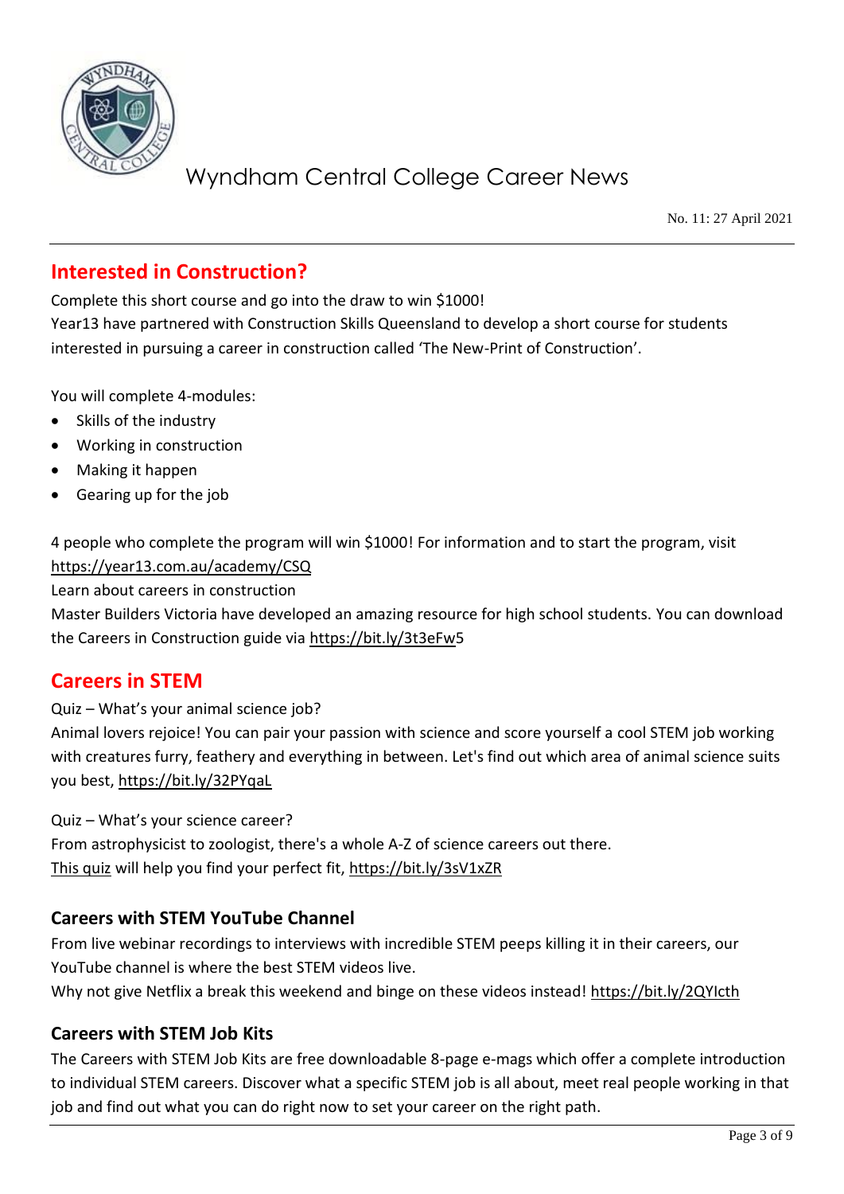## Interested in Construction?

Complete this short course and go into the draw to win $1000!
Year13 have partnered with Construction Skills Queensland to develop a short course for students interested in pursuing a career in construction called 'The New-Print of Construction'.

You will complete 4-modules:

- Skills of the industry
- Working in construction
- Making it happen
- Gearing up for the job

4 people who complete the program will win $1000! For information and to start the program, visit https://year13.com.au/academy/CSQ
Learn about careers in construction
Master Builders Victoria have developed an amazing resource for high school students. You can download the Careers in Construction guide via https://bit.ly/3t3eFw5

## Careers in STEM

Quiz – What's your animal science job?
Animal lovers rejoice! You can pair your passion with science and score yourself a cool STEM job working with creatures furry, feathery and everything in between. Let's find out which area of animal science suits you best, https://bit.ly/32PYqaL

Quiz – What's your science career?
From astrophysicist to zoologist, there's a whole A-Z of science careers out there.
This quiz will help you find your perfect fit, https://bit.ly/3sV1xZR

### Careers with STEM YouTube Channel

From live webinar recordings to interviews with incredible STEM peeps killing it in their careers, our YouTube channel is where the best STEM videos live.
Why not give Netflix a break this weekend and binge on these videos instead! https://bit.ly/2QYIcth

### Careers with STEM Job Kits

The Careers with STEM Job Kits are free downloadable 8-page e-mags which offer a complete introduction to individual STEM careers. Discover what a specific STEM job is all about, meet real people working in that job and find out what you can do right now to set your career on the right path.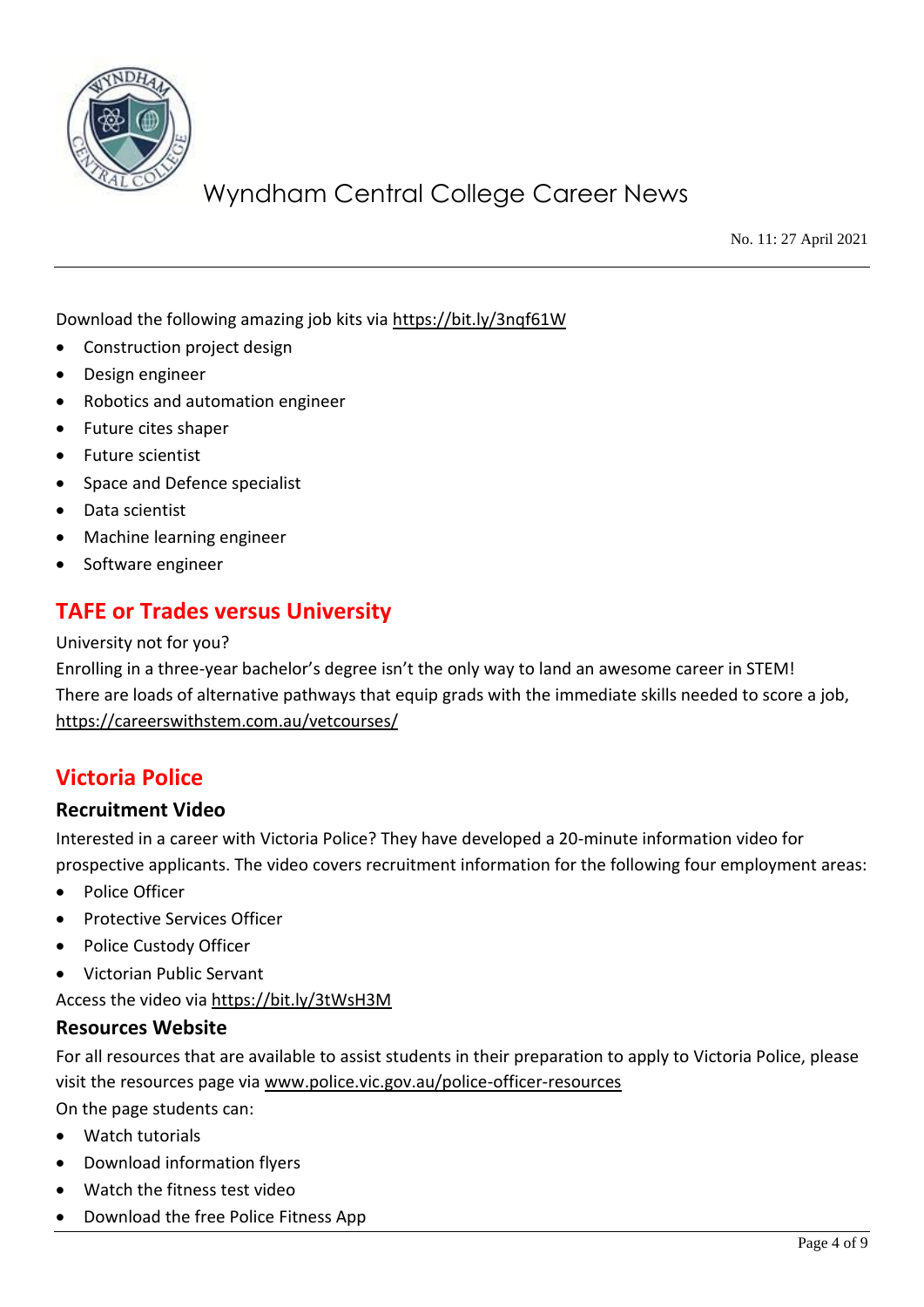Download the following amazing job kits via https://bit.ly/3nqf61W

- Construction project design
- Design engineer
- Robotics and automation engineer
- Future cites shaper
- Future scientist
- Space and Defence specialist
- Data scientist
- Machine learning engineer
- Software engineer

## TAFE or Trades versus University

University not for you?

Enrolling in a three-year bachelor's degree isn't the only way to land an awesome career in STEM! There are loads of alternative pathways that equip grads with the immediate skills needed to score a job, https://careerswithstem.com.au/vetcourses/

## Victoria Police

### Recruitment Video

Interested in a career with Victoria Police? They have developed a 20-minute information video for prospective applicants. The video covers recruitment information for the following four employment areas:

- Police Officer
- Protective Services Officer
- Police Custody Officer
- Victorian Public Servant

Access the video via https://bit.ly/3tWsH3M

### Resources Website

For all resources that are available to assist students in their preparation to apply to Victoria Police, please visit the resources page via www.police.vic.gov.au/police-officer-resources

On the page students can:

- Watch tutorials
- Download information flyers
- Watch the fitness test video
- Download the free Police Fitness App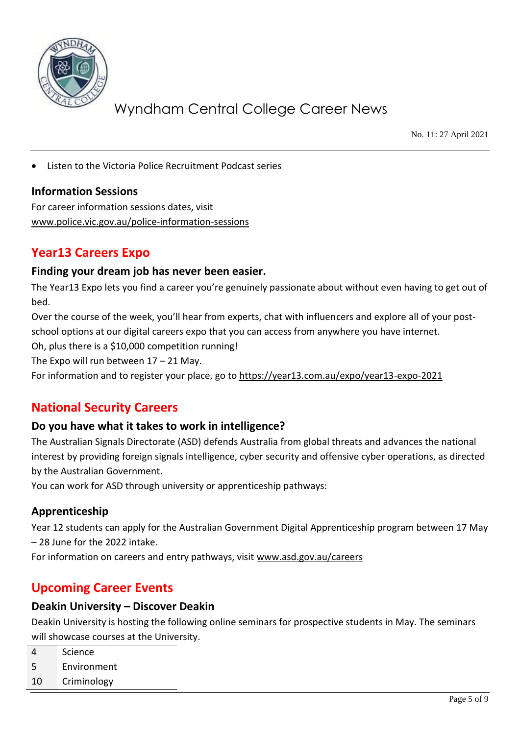- Listen to the Victoria Police Recruitment Podcast series

### Information Sessions

For career information sessions dates, visit
www.police.vic.gov.au/police-information-sessions

## Year13 Careers Expo

### Finding your dream job has never been easier.

The Year13 Expo lets you find a career you're genuinely passionate about without even having to get out of bed.

Over the course of the week, you'll hear from experts, chat with influencers and explore all of your post-school options at our digital careers expo that you can access from anywhere you have internet.

Oh, plus there is a $10,000 competition running!

The Expo will run between 17 – 21 May.

For information and to register your place, go to https://year13.com.au/expo/year13-expo-2021

## National Security Careers

### Do you have what it takes to work in intelligence?

The Australian Signals Directorate (ASD) defends Australia from global threats and advances the national interest by providing foreign signals intelligence, cyber security and offensive cyber operations, as directed by the Australian Government.

You can work for ASD through university or apprenticeship pathways:

### Apprenticeship

Year 12 students can apply for the Australian Government Digital Apprenticeship program between 17 May – 28 June for the 2022 intake.

For information on careers and entry pathways, visit www.asd.gov.au/careers

## Upcoming Career Events

### Deakin University – Discover Deakin

Deakin University is hosting the following online seminars for prospective students in May. The seminars will showcase courses at the University.

| | |
|---|---|
| 4 | Science |
| 5 | Environment |
| 10 | Criminology |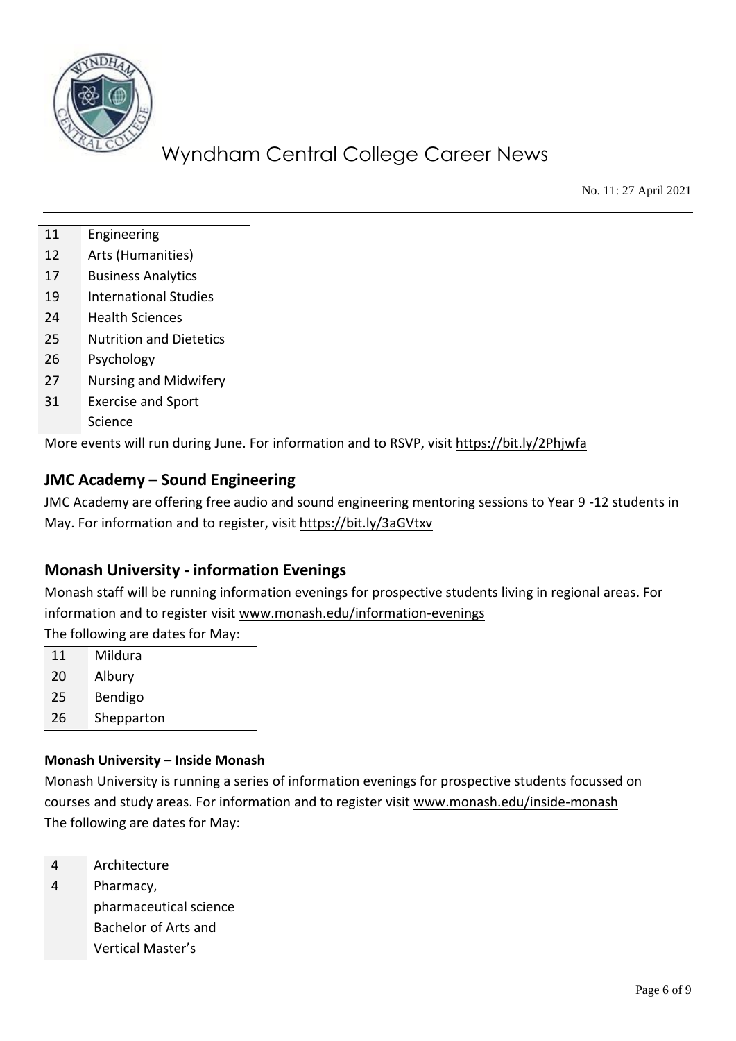| | |
|---|---|
| 11 | Engineering |
| 12 | Arts (Humanities) |
| 17 | Business Analytics |
| 19 | International Studies |
| 24 | Health Sciences |
| 25 | Nutrition and Dietetics |
| 26 | Psychology |
| 27 | Nursing and Midwifery |
| 31 | Exercise and Sport Science |

More events will run during June. For information and to RSVP, visit https://bit.ly/2Phjwfa

## JMC Academy – Sound Engineering

JMC Academy are offering free audio and sound engineering mentoring sessions to Year 9 -12 students in May. For information and to register, visit https://bit.ly/3aGVtxv

## Monash University - information Evenings

Monash staff will be running information evenings for prospective students living in regional areas. For information and to register visit www.monash.edu/information-evenings

The following are dates for May:

| | |
|---|---|
| 11 | Mildura |
| 20 | Albury |
| 25 | Bendigo |
| 26 | Shepparton |

### Monash University – Inside Monash

Monash University is running a series of information evenings for prospective students focussed on courses and study areas. For information and to register visit www.monash.edu/inside-monash

The following are dates for May:

| | |
|---|---|
| 4 | Architecture |
| 4 | Pharmacy, pharmaceutical science Bachelor of Arts and Vertical Master's |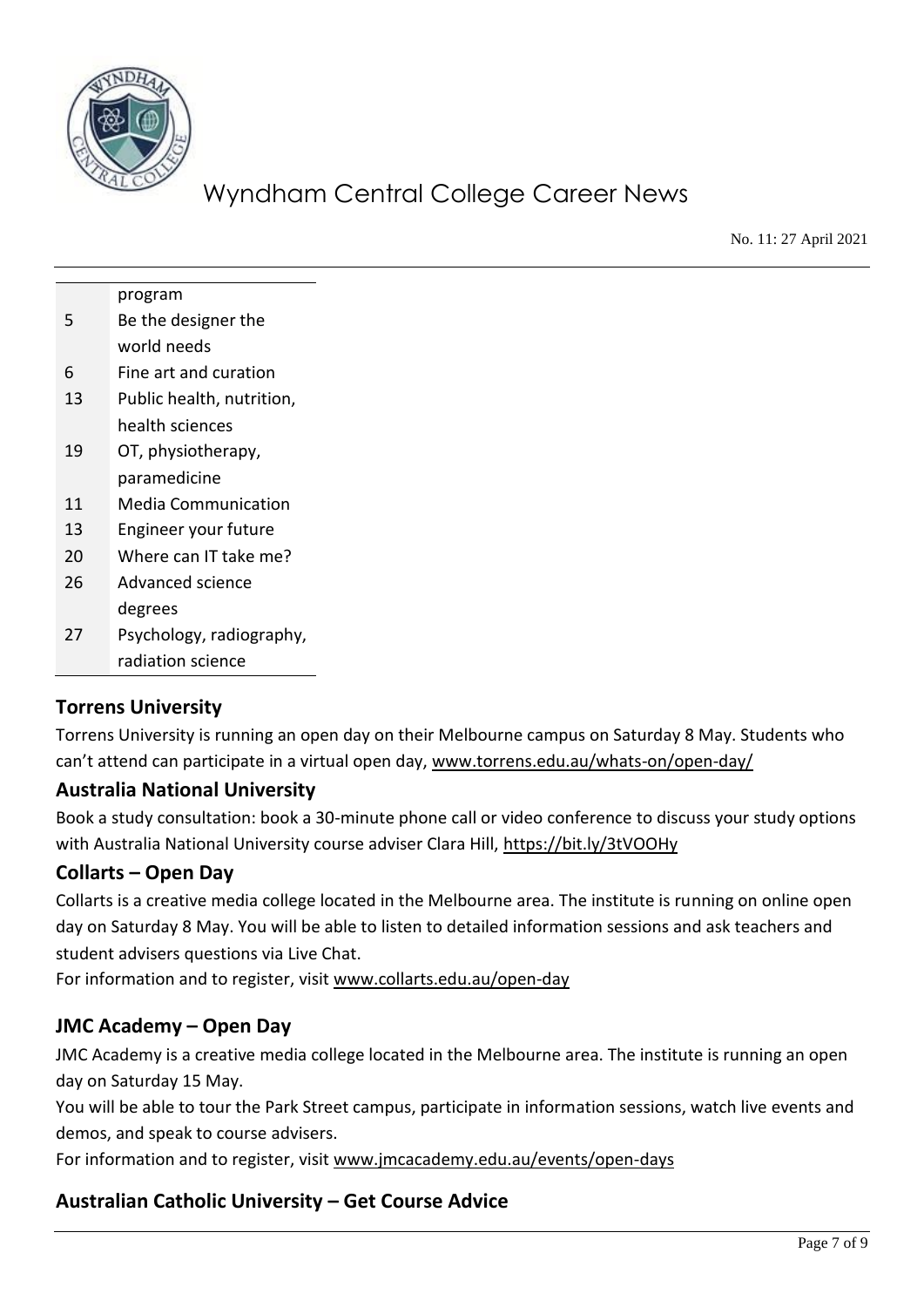|  |  |
| --- | --- |
|  | program |
| 5 | Be the designer the world needs |
| 6 | Fine art and curation |
| 13 | Public health, nutrition, health sciences |
| 19 | OT, physiotherapy, paramedicine |
| 11 | Media Communication |
| 13 | Engineer your future |
| 20 | Where can IT take me? |
| 26 | Advanced science degrees |
| 27 | Psychology, radiography, radiation science |

### Torrens University

Torrens University is running an open day on their Melbourne campus on Saturday 8 May. Students who can't attend can participate in a virtual open day, www.torrens.edu.au/whats-on/open-day/

### Australia National University

Book a study consultation: book a 30-minute phone call or video conference to discuss your study options with Australia National University course adviser Clara Hill, https://bit.ly/3tVOOHy

### Collarts – Open Day

Collarts is a creative media college located in the Melbourne area. The institute is running on online open day on Saturday 8 May. You will be able to listen to detailed information sessions and ask teachers and student advisers questions via Live Chat.

For information and to register, visit www.collarts.edu.au/open-day

### JMC Academy – Open Day

JMC Academy is a creative media college located in the Melbourne area. The institute is running an open day on Saturday 15 May.

You will be able to tour the Park Street campus, participate in information sessions, watch live events and demos, and speak to course advisers.

For information and to register, visit www.jmcacademy.edu.au/events/open-days

### Australian Catholic University – Get Course Advice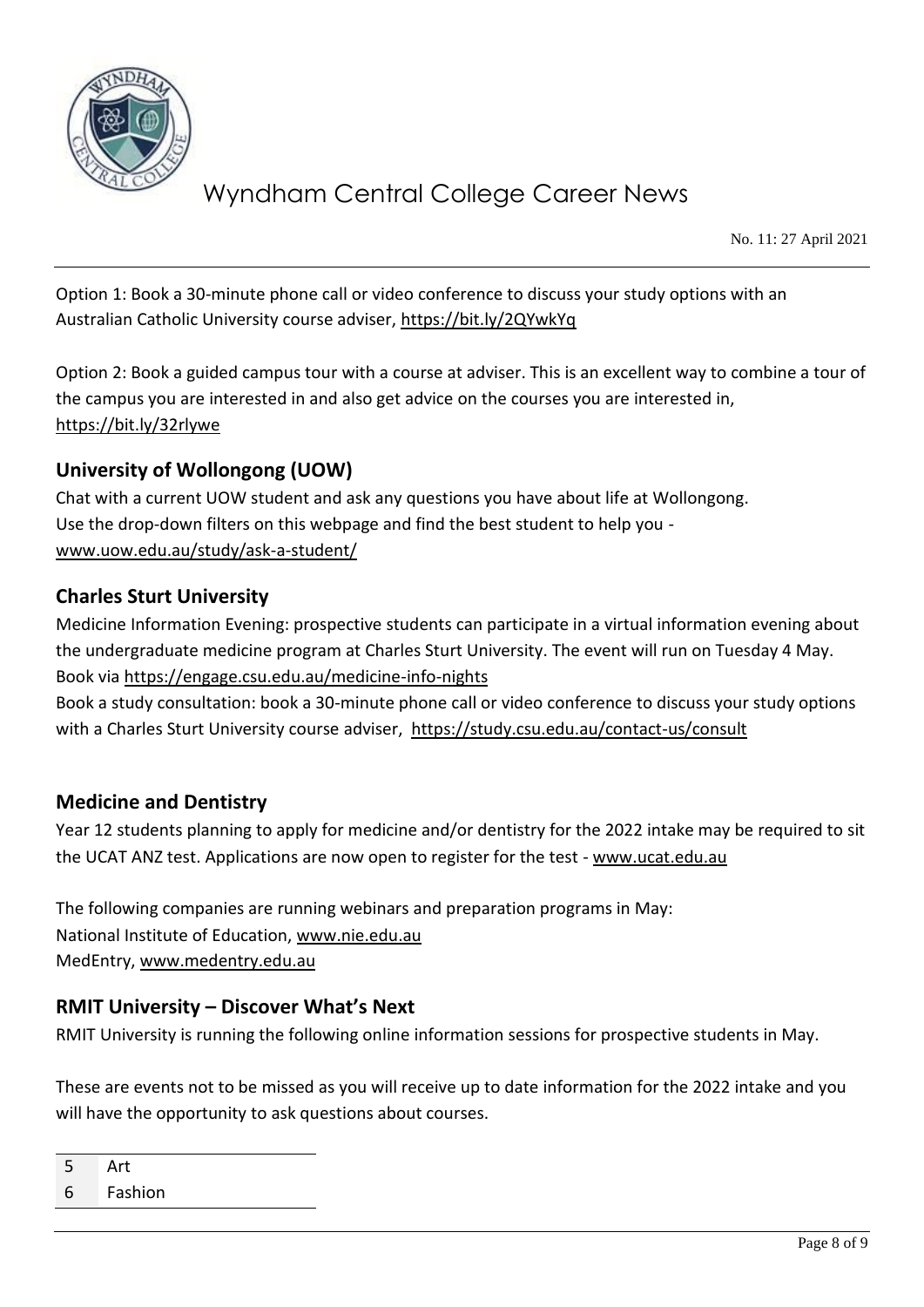Option 1: Book a 30-minute phone call or video conference to discuss your study options with an Australian Catholic University course adviser, https://bit.ly/2QYwkYq

Option 2: Book a guided campus tour with a course at adviser. This is an excellent way to combine a tour of the campus you are interested in and also get advice on the courses you are interested in, https://bit.ly/32rlywe

## University of Wollongong (UOW)

Chat with a current UOW student and ask any questions you have about life at Wollongong.
Use the drop-down filters on this webpage and find the best student to help you - www.uow.edu.au/study/ask-a-student/

## Charles Sturt University

Medicine Information Evening: prospective students can participate in a virtual information evening about the undergraduate medicine program at Charles Sturt University. The event will run on Tuesday 4 May. Book via https://engage.csu.edu.au/medicine-info-nights

Book a study consultation: book a 30-minute phone call or video conference to discuss your study options with a Charles Sturt University course adviser, https://study.csu.edu.au/contact-us/consult

## Medicine and Dentistry

Year 12 students planning to apply for medicine and/or dentistry for the 2022 intake may be required to sit the UCAT ANZ test. Applications are now open to register for the test - www.ucat.edu.au

The following companies are running webinars and preparation programs in May:
National Institute of Education, www.nie.edu.au
MedEntry, www.medentry.edu.au

## RMIT University – Discover What's Next

RMIT University is running the following online information sessions for prospective students in May.

These are events not to be missed as you will receive up to date information for the 2022 intake and you will have the opportunity to ask questions about courses.

| | |
|---|---|
| 5 | Art |
| 6 | Fashion |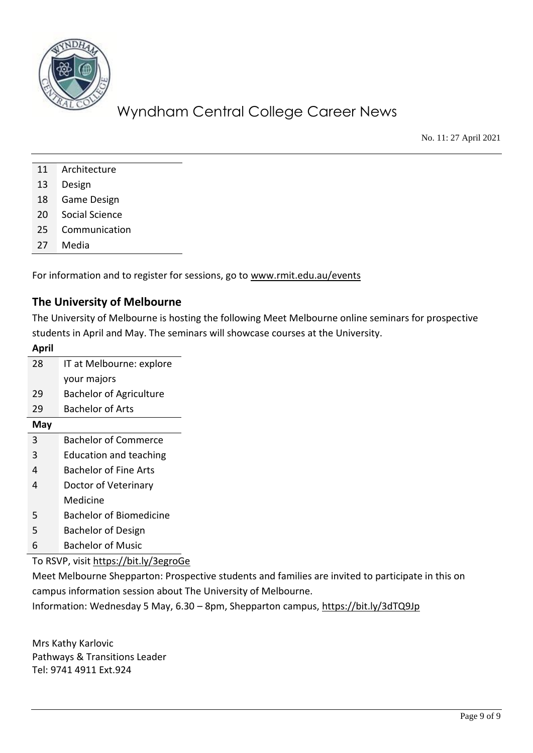| | |
|---|---|
| 11 | Architecture |
| 13 | Design |
| 18 | Game Design |
| 20 | Social Science |
| 25 | Communication |
| 27 | Media |

For information and to register for sessions, go to www.rmit.edu.au/events

### The University of Melbourne

The University of Melbourne is hosting the following Meet Melbourne online seminars for prospective students in April and May. The seminars will showcase courses at the University.

| April | |
|---|---|
| 28 | IT at Melbourne: explore your majors |
| 29 | Bachelor of Agriculture |
| 29 | Bachelor of Arts |
| **May** | |
| 3 | Bachelor of Commerce |
| 3 | Education and teaching |
| 4 | Bachelor of Fine Arts |
| 4 | Doctor of Veterinary Medicine |
| 5 | Bachelor of Biomedicine |
| 5 | Bachelor of Design |
| 6 | Bachelor of Music |

To RSVP, visit https://bit.ly/3egroGe

Meet Melbourne Shepparton: Prospective students and families are invited to participate in this on campus information session about The University of Melbourne.

Information: Wednesday 5 May, 6.30 – 8pm, Shepparton campus, https://bit.ly/3dTQ9Jp

Mrs Kathy Karlovic
Pathways & Transitions Leader
Tel: 9741 4911 Ext.924